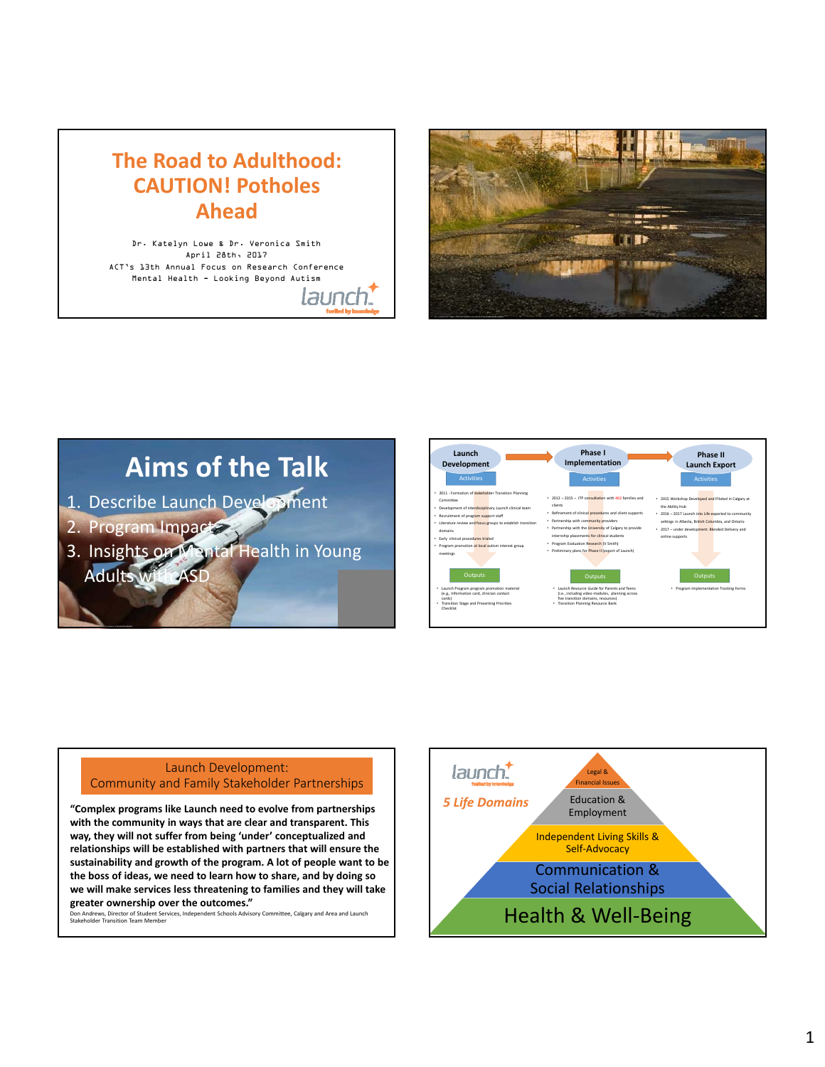# The Road to Adulthood: CAUTION! Potholes Ahead

Dr. Katelyn Lowe & Dr. Veronica Smith
April 28th, 2017
ACT's 13th Annual Focus on Research Conference
Mental Health - Looking Beyond Autism

launch fuelled by knowledge

---

# Aims of the Talk

1. Describe Launch Development
2. Program Impacts
3. Insights on Mental Health in Young Adults with ASD

---

**Launch Development** → **Phase I Implementation** → **Phase II Launch Export**

**Launch Development**

Activities

- 2011 - Formation of stakeholder Transition Planning Committee
- Development of interdisciplinary Launch clinical team
- Recruitment of program support staff
- Literature review and focus groups to establish transition domains
- Early clinical procedures trialed
- Program promotion at local autism interest group meetings

Outputs

- Launch Program program promotion material (e.g., information card, clinician contact cards)
- Transition Stage and Presenting Priorities Checklist

**Phase I Implementation**

Activities

- 2012 – 2015 – ITP consultation with 463 families and clients
- Refinement of clinical procedures and client supports
- Partnership with community providers
- Partnership with the University of Calgary to provide internship placements for clinical students
- Program Evaluation Research (V Smith)
- Preliminary plans for Phase II (export of Launch)

Outputs

- Launch Resource Guide for Parents and Teens (i.e., including video modules, planning across five transition domains, resources)
- Transition Planning Resource Bank

**Phase II Launch Export**

Activities

- 2015 Workshop Developed and Piloted in Calgary at the Ability Hub
- 2016 – 2017 Launch into Life exported to community settings in Alberta, British Columbia, and Ontario
- 2017 – under development: Blended Delivery and online supports

Outputs

- Program Implementation Tracking Forms

---

## Launch Development: Community and Family Stakeholder Partnerships

**"Complex programs like Launch need to evolve from partnerships with the community in ways that are clear and transparent. This way, they will not suffer from being 'under' conceptualized and relationships will be established with partners that will ensure the sustainability and growth of the program. A lot of people want to be the boss of ideas, we need to learn how to share, and by doing so we will make services less threatening to families and they will take greater ownership over the outcomes."**

Don Andrews, Director of Student Services, Independent Schools Advisory Committee, Calgary and Area and Launch Stakeholder Transition Team Member

---

launch fuelled by knowledge

*5 Life Domains*

- Legal & Financial Issues
- Education & Employment
- Independent Living Skills & Self-Advocacy
- Communication & Social Relationships
- Health & Well-Being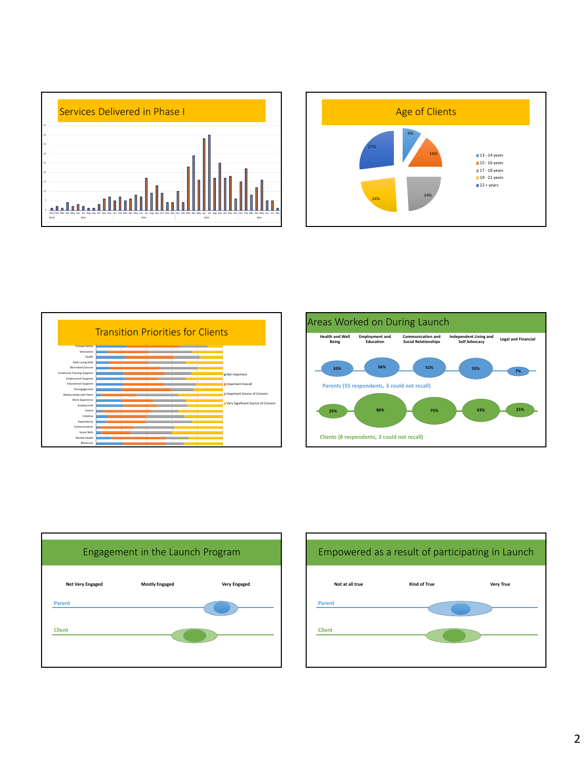## Services Delivered in Phase I

45
40
35
30
25
20
15
10
5
0

Nov Feb Mar Apr May Jun Jul Aug Sep Oct Nov Dec Jan Feb Mar Apr May Jun Jul Aug Sep Oct Nov Dec Jan Feb Mar Apr May Jun Jul Aug Sep Oct Nov Dec Jan Feb Mar Apr May Jun Jul Dec

2011 2012 2013 2014 2015

## Age of Clients

- 13 - 14 years: 9%
- 15 - 16 years: 16%
- 17 - 18 years: 24%
- 19 - 21 years: 24%
- 22 + years: 27%

## Transition Priorities for Clients

Transportation
Motivation
Health
Daily Living Skills
Recreation/Leisure
Vocational Training Supports
Employment Supports
Educational Supports
Disengagement
Relationships with Peers
Work Experience
Employment
School
Initiative
Dependency
Communication
Social Skills
Mental Health
Behaviour

- Not Important
- Important Overall
- Important Source of Concern
- Very Significant Source of Concern

## Areas Worked on During Launch

| | Health and Well Being | Employment and Education | Communication and Social Relationships | Independent Living and Self Advocacy | Legal and Financial |
|---|---|---|---|---|---|
| Parents (55 respondents, 3 could not recall) | 33% | 56% | 51% | 55% | 7% |
| Clients (8 respondents, 3 could not recall) | 25% | 86% | 75% | 63% | 25% |

## Engagement in the Launch Program

Not Very Engaged — Mostly Engaged — Very Engaged

Parent

Client

## Empowered as a result of participating in Launch

Not at all true — Kind of True — Very True

Parent

Client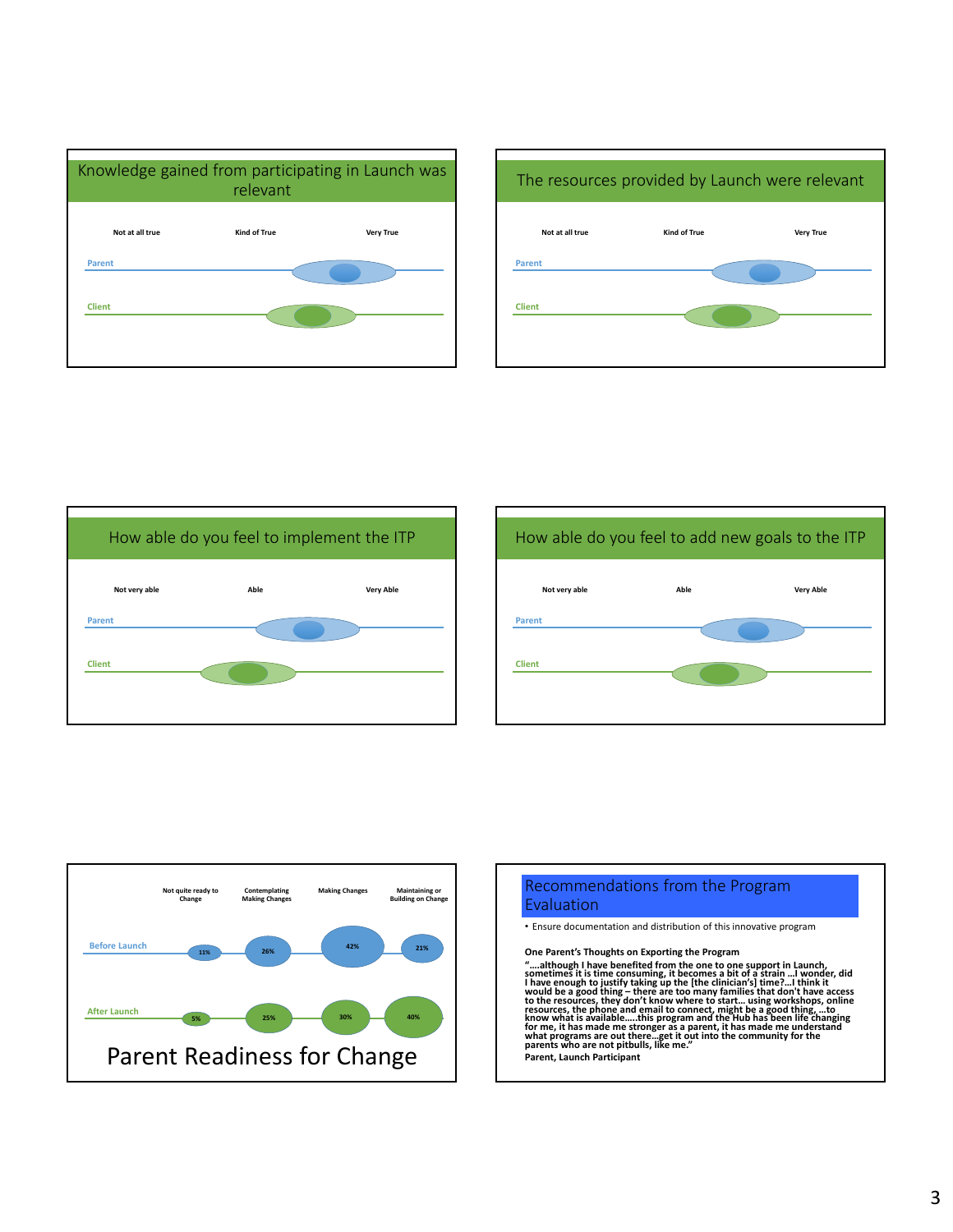## Knowledge gained from participating in Launch was relevant

Not at all true | Kind of True | Very True

Parent

Client

## The resources provided by Launch were relevant

Not at all true | Kind of True | Very True

Parent

Client

## How able do you feel to implement the ITP

Not very able | Able | Very Able

Parent

Client

## How able do you feel to add new goals to the ITP

Not very able | Able | Very Able

Parent

Client

## Parent Readiness for Change

| | Not quite ready to Change | Contemplating Making Changes | Making Changes | Maintaining or Building on Change |
|---|---|---|---|---|
| Before Launch | 11% | 26% | 42% | 21% |
| After Launch | 5% | 25% | 30% | 40% |

## Recommendations from the Program Evaluation

- Ensure documentation and distribution of this innovative program

**One Parent's Thoughts on Exporting the Program**

**"….although I have benefited from the one to one support in Launch, sometimes it is time consuming, it becomes a bit of a strain …I wonder, did I have enough to justify taking up the [the clinician's] time?…I think it would be a good thing – there are too many families that don't have access to the resources, they don't know where to start… using workshops, online resources, the phone and email to connect, might be a good thing, …to know what is available…..this program and the Hub has been life changing for me, it has made me stronger as a parent, it has made me understand what programs are out there…get it out into the community for the parents who are not pitbulls, like me."**

**Parent, Launch Participant**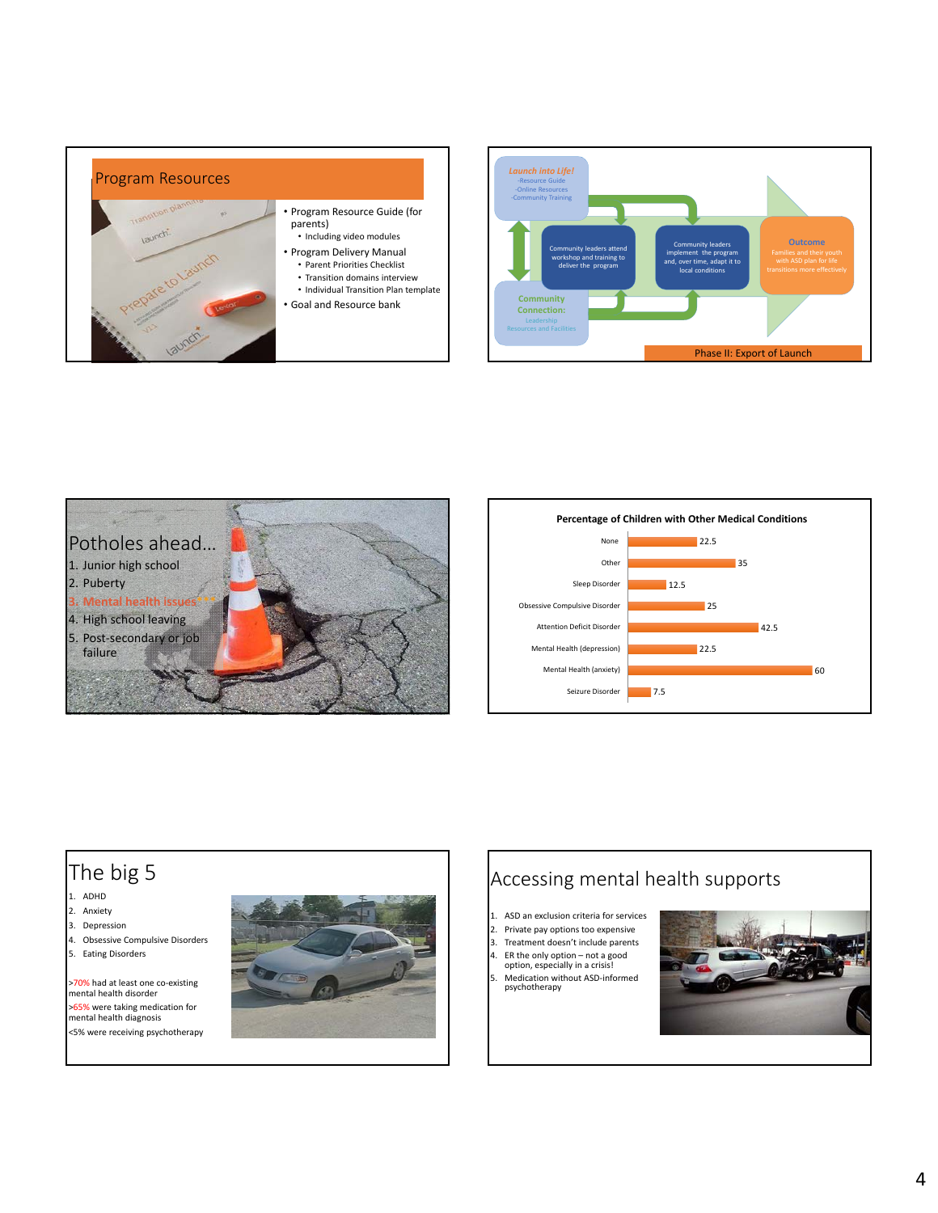## Program Resources

- Program Resource Guide (for parents)
  - Including video modules
- Program Delivery Manual
  - Parent Priorities Checklist
  - Transition domains interview
  - Individual Transition Plan template
- Goal and Resource bank

---

*Launch into Life!*
-Resource Guide
-Online Resources
-Community Training

Community leaders attend workshop and training to deliver the program

Community leaders implement the program and, over time, adapt it to local conditions

**Outcome**
Families and their youth with ASD plan for life transitions more effectively

**Community Connection:**
Leadership
Resources and Facilities

Phase II: Export of Launch

---

## Potholes ahead…

1. Junior high school
2. Puberty
3. Mental health issues
4. High school leaving
5. Post-secondary or job failure

---

**Percentage of Children with Other Medical Conditions**

| Condition | Percentage |
| --- | --- |
| None | 22.5 |
| Other | 35 |
| Sleep Disorder | 12.5 |
| Obsessive Compulsive Disorder | 25 |
| Attention Deficit Disorder | 42.5 |
| Mental Health (depression) | 22.5 |
| Mental Health (anxiety) | 60 |
| Seizure Disorder | 7.5 |

---

## The big 5

1. ADHD
2. Anxiety
3. Depression
4. Obsessive Compulsive Disorders
5. Eating Disorders

>70% had at least one co-existing mental health disorder

>65% were taking medication for mental health diagnosis

<5% were receiving psychotherapy

---

## Accessing mental health supports

1. ASD an exclusion criteria for services
2. Private pay options too expensive
3. Treatment doesn't include parents
4. ER the only option – not a good option, especially in a crisis!
5. Medication without ASD-informed psychotherapy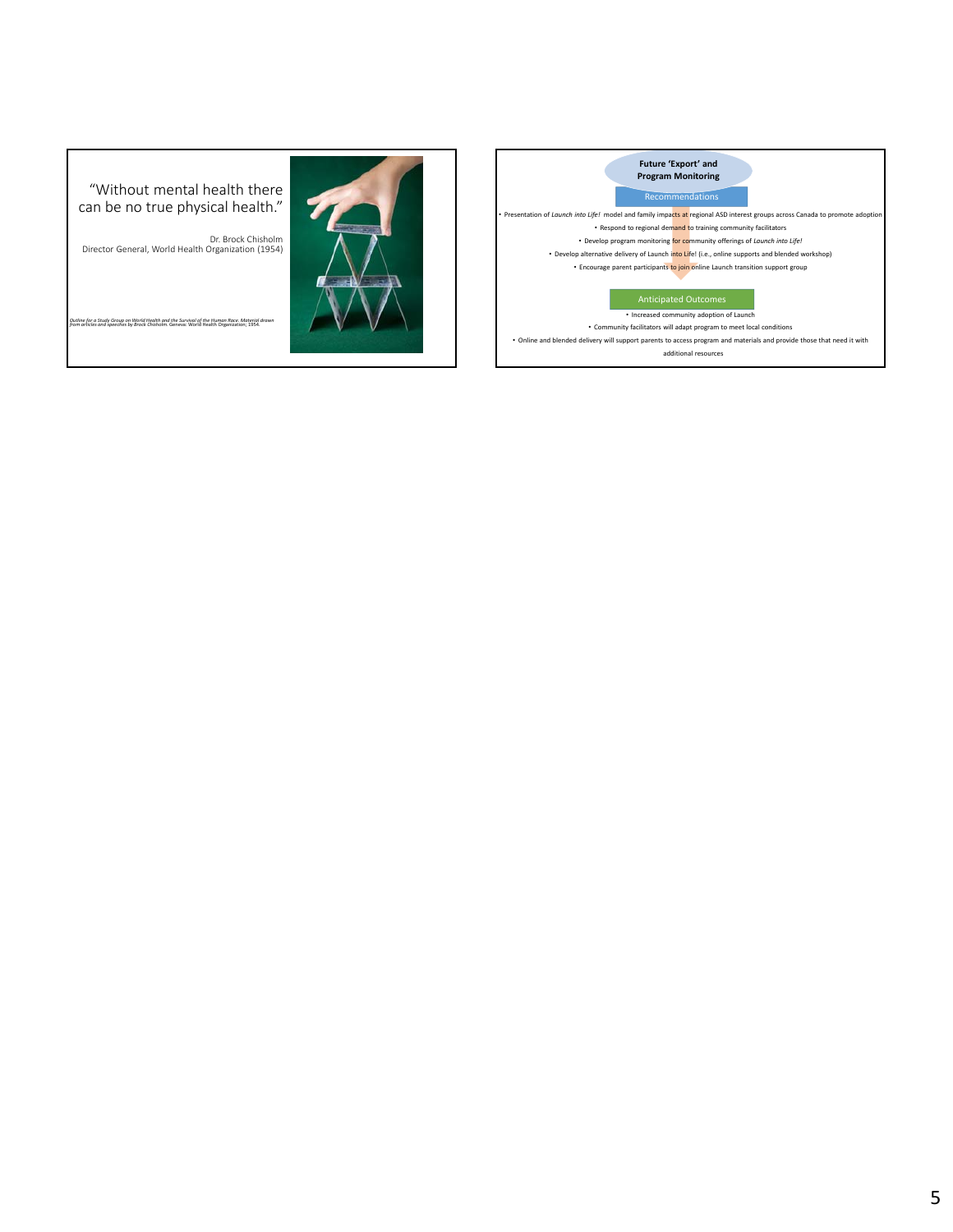"Without mental health there can be no true physical health."

Dr. Brock Chisholm
Director General, World Health Organization (1954)

*Outline for a Study Group on World Health and the Survival of the Human Race. Material drawn from articles and speeches by Brock Chisholm. Geneva: World Health Organization; 1954.*

**Future 'Export' and Program Monitoring**

Recommendations

- Presentation of *Launch into Life!* model and family impacts at regional ASD interest groups across Canada to promote adoption
- Respond to regional demand to training community facilitators
- Develop program monitoring for community offerings of *Launch into Life!*
- Develop alternative delivery of Launch into Life! (i.e., online supports and blended workshop)
- Encourage parent participants to join online Launch transition support group

Anticipated Outcomes

- Increased community adoption of Launch
- Community facilitators will adapt program to meet local conditions
- Online and blended delivery will support parents to access program and materials and provide those that need it with additional resources